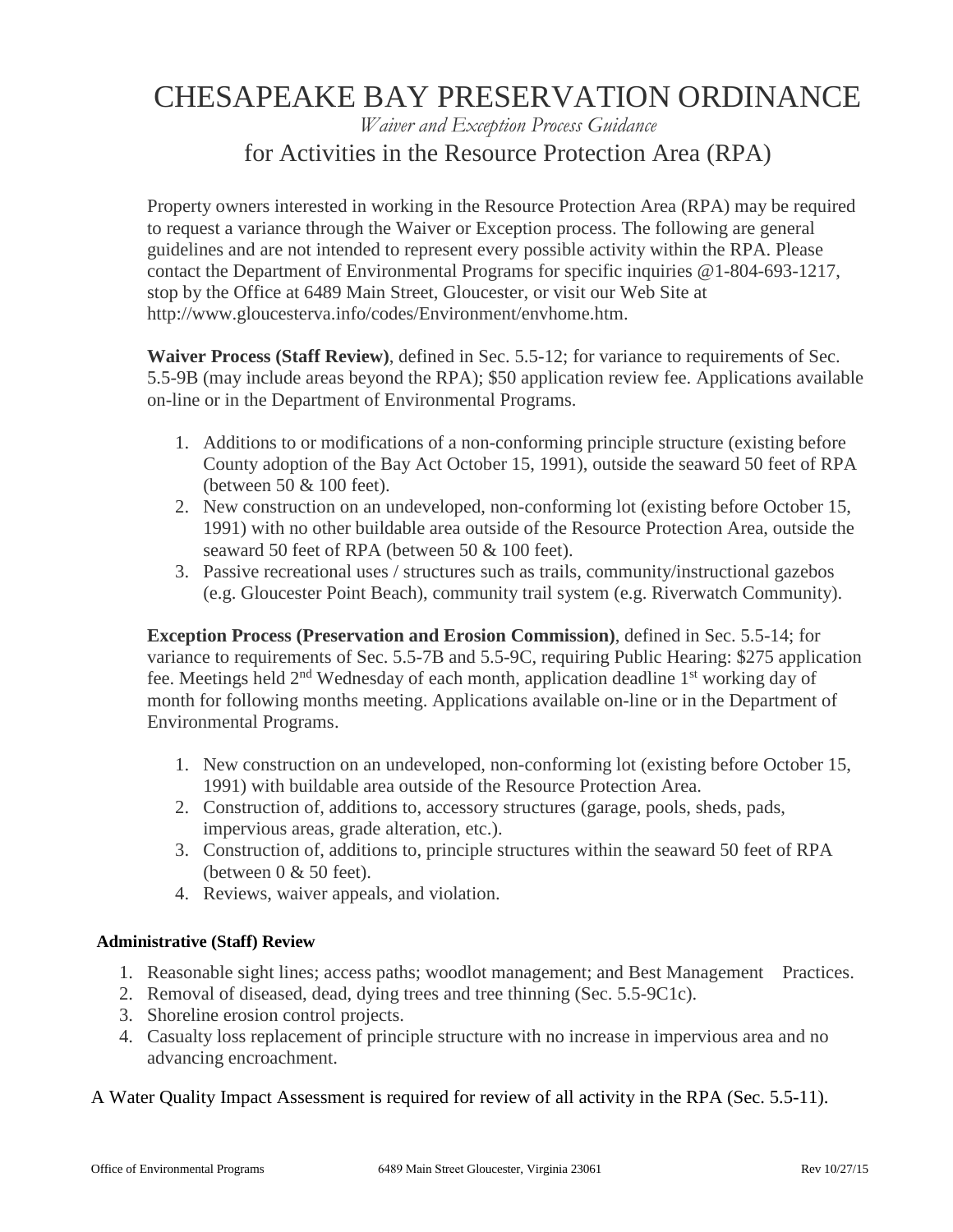# CHESAPEAKE BAY PRESERVATION ORDINANCE

*Waiver and Exception Process Guidance*

## for Activities in the Resource Protection Area (RPA)

Property owners interested in working in the Resource Protection Area (RPA) may be required to request a variance through the Waiver or Exception process. The following are general guidelines and are not intended to represent every possible activity within the RPA. Please contact the Department of Environmental Programs for specific inquiries @1-804-693-1217, stop by the Office at 6489 Main Street, Gloucester, or visit our Web Site at http://www.gloucesterva.info/codes/Environment/envhome.htm.

**Waiver Process (Staff Review)**, defined in Sec. 5.5-12; for variance to requirements of Sec. 5.5-9B (may include areas beyond the RPA); $50 application review fee. Applications available on-line or in the Department of Environmental Programs.

1. Additions to or modifications of a non-conforming principle structure (existing before County adoption of the Bay Act October 15, 1991), outside the seaward 50 feet of RPA (between 50 & 100 feet).
2. New construction on an undeveloped, non-conforming lot (existing before October 15, 1991) with no other buildable area outside of the Resource Protection Area, outside the seaward 50 feet of RPA (between 50 & 100 feet).
3. Passive recreational uses / structures such as trails, community/instructional gazebos (e.g. Gloucester Point Beach), community trail system (e.g. Riverwatch Community).

**Exception Process (Preservation and Erosion Commission)**, defined in Sec. 5.5-14; for variance to requirements of Sec. 5.5-7B and 5.5-9C, requiring Public Hearing: $275 application fee. Meetings held 2nd Wednesday of each month, application deadline 1st working day of month for following months meeting. Applications available on-line or in the Department of Environmental Programs.

1. New construction on an undeveloped, non-conforming lot (existing before October 15, 1991) with buildable area outside of the Resource Protection Area.
2. Construction of, additions to, accessory structures (garage, pools, sheds, pads, impervious areas, grade alteration, etc.).
3. Construction of, additions to, principle structures within the seaward 50 feet of RPA (between 0 & 50 feet).
4. Reviews, waiver appeals, and violation.

**Administrative (Staff) Review**

1. Reasonable sight lines; access paths; woodlot management; and Best Management Practices.
2. Removal of diseased, dead, dying trees and tree thinning (Sec. 5.5-9C1c).
3. Shoreline erosion control projects.
4. Casualty loss replacement of principle structure with no increase in impervious area and no advancing encroachment.

A Water Quality Impact Assessment is required for review of all activity in the RPA (Sec. 5.5-11).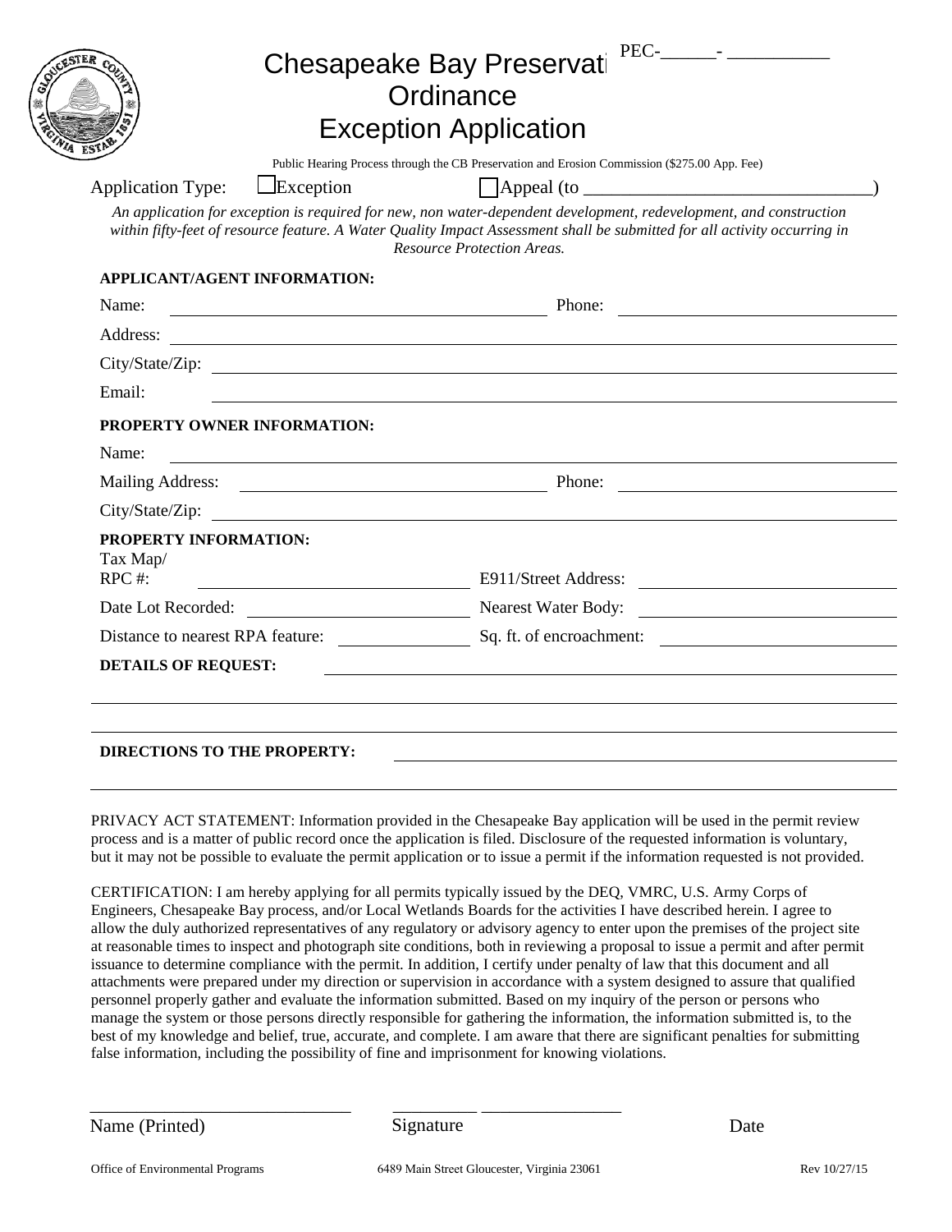PEC-\_\_\_\_\_\_- \_\_\_\_\_\_\_\_\_\_

# Chesapeake Bay Preservation Ordinance Exception Application

Public Hearing Process through the CB Preservation and Erosion Commission ($275.00 App. Fee)

Application Type: ☐ Exception ☐ Appeal (to \_\_\_\_\_\_\_\_\_\_\_\_\_\_\_\_\_\_\_\_\_\_\_\_\_\_\_\_\_\_\_\_)

*An application for exception is required for new, non water-dependent development, redevelopment, and construction within fifty-feet of resource feature. A Water Quality Impact Assessment shall be submitted for all activity occurring in Resource Protection Areas.*

**APPLICANT/AGENT INFORMATION:**

Name: \_\_\_\_\_\_\_\_\_\_\_\_\_\_\_\_\_\_\_\_ Phone: \_\_\_\_\_\_\_\_\_\_\_\_\_\_\_\_\_\_\_\_

Address: \_\_\_\_\_\_\_\_\_\_\_\_\_\_\_\_\_\_\_\_\_\_\_\_\_\_\_\_\_\_\_\_\_\_\_\_\_\_\_\_

City/State/Zip: \_\_\_\_\_\_\_\_\_\_\_\_\_\_\_\_\_\_\_\_\_\_\_\_\_\_\_\_\_\_\_\_\_\_\_\_\_\_\_\_

Email: \_\_\_\_\_\_\_\_\_\_\_\_\_\_\_\_\_\_\_\_\_\_\_\_\_\_\_\_\_\_\_\_\_\_\_\_\_\_\_\_

**PROPERTY OWNER INFORMATION:**

Name: \_\_\_\_\_\_\_\_\_\_\_\_\_\_\_\_\_\_\_\_\_\_\_\_\_\_\_\_\_\_\_\_\_\_\_\_\_\_\_\_

Mailing Address: \_\_\_\_\_\_\_\_\_\_\_\_\_\_\_\_\_\_\_\_ Phone: \_\_\_\_\_\_\_\_\_\_\_\_\_\_\_\_\_\_\_\_

City/State/Zip: \_\_\_\_\_\_\_\_\_\_\_\_\_\_\_\_\_\_\_\_\_\_\_\_\_\_\_\_\_\_\_\_\_\_\_\_\_\_\_\_

**PROPERTY INFORMATION:**

Tax Map/ RPC #: \_\_\_\_\_\_\_\_\_\_\_\_\_\_\_\_\_\_\_\_ E911/Street Address: \_\_\_\_\_\_\_\_\_\_\_\_\_\_\_\_\_\_\_\_

Date Lot Recorded: \_\_\_\_\_\_\_\_\_\_\_\_\_\_\_\_\_\_\_\_ Nearest Water Body: \_\_\_\_\_\_\_\_\_\_\_\_\_\_\_\_\_\_\_\_

Distance to nearest RPA feature: \_\_\_\_\_\_\_\_\_\_ Sq. ft. of encroachment: \_\_\_\_\_\_\_\_\_\_\_\_\_\_\_\_\_\_\_\_

**DETAILS OF REQUEST:** \_\_\_\_\_\_\_\_\_\_\_\_\_\_\_\_\_\_\_\_\_\_\_\_\_\_\_\_\_\_\_\_\_\_\_\_\_\_\_\_

\_\_\_\_\_\_\_\_\_\_\_\_\_\_\_\_\_\_\_\_\_\_\_\_\_\_\_\_\_\_\_\_\_\_\_\_\_\_\_\_\_\_\_\_\_\_\_\_\_\_\_\_\_\_\_\_

\_\_\_\_\_\_\_\_\_\_\_\_\_\_\_\_\_\_\_\_\_\_\_\_\_\_\_\_\_\_\_\_\_\_\_\_\_\_\_\_\_\_\_\_\_\_\_\_\_\_\_\_\_\_\_\_

**DIRECTIONS TO THE PROPERTY:** \_\_\_\_\_\_\_\_\_\_\_\_\_\_\_\_\_\_\_\_\_\_\_\_\_\_\_\_\_\_\_\_\_\_\_\_\_\_\_\_

\_\_\_\_\_\_\_\_\_\_\_\_\_\_\_\_\_\_\_\_\_\_\_\_\_\_\_\_\_\_\_\_\_\_\_\_\_\_\_\_\_\_\_\_\_\_\_\_\_\_\_\_\_\_\_\_

PRIVACY ACT STATEMENT: Information provided in the Chesapeake Bay application will be used in the permit review process and is a matter of public record once the application is filed. Disclosure of the requested information is voluntary, but it may not be possible to evaluate the permit application or to issue a permit if the information requested is not provided.

CERTIFICATION: I am hereby applying for all permits typically issued by the DEQ, VMRC, U.S. Army Corps of Engineers, Chesapeake Bay process, and/or Local Wetlands Boards for the activities I have described herein. I agree to allow the duly authorized representatives of any regulatory or advisory agency to enter upon the premises of the project site at reasonable times to inspect and photograph site conditions, both in reviewing a proposal to issue a permit and after permit issuance to determine compliance with the permit. In addition, I certify under penalty of law that this document and all attachments were prepared under my direction or supervision in accordance with a system designed to assure that qualified personnel properly gather and evaluate the information submitted. Based on my inquiry of the person or persons who manage the system or those persons directly responsible for gathering the information, the information submitted is, to the best of my knowledge and belief, true, accurate, and complete. I am aware that there are significant penalties for submitting false information, including the possibility of fine and imprisonment for knowing violations.

\_\_\_\_\_\_\_\_\_\_\_\_\_\_\_\_\_\_\_\_\_\_\_\_ \_\_\_\_\_\_\_\_\_\_\_\_\_\_\_\_\_\_\_\_\_\_\_\_

Name (Printed) Signature Date

Office of Environmental Programs 6489 Main Street Gloucester, Virginia 23061 Rev 10/27/15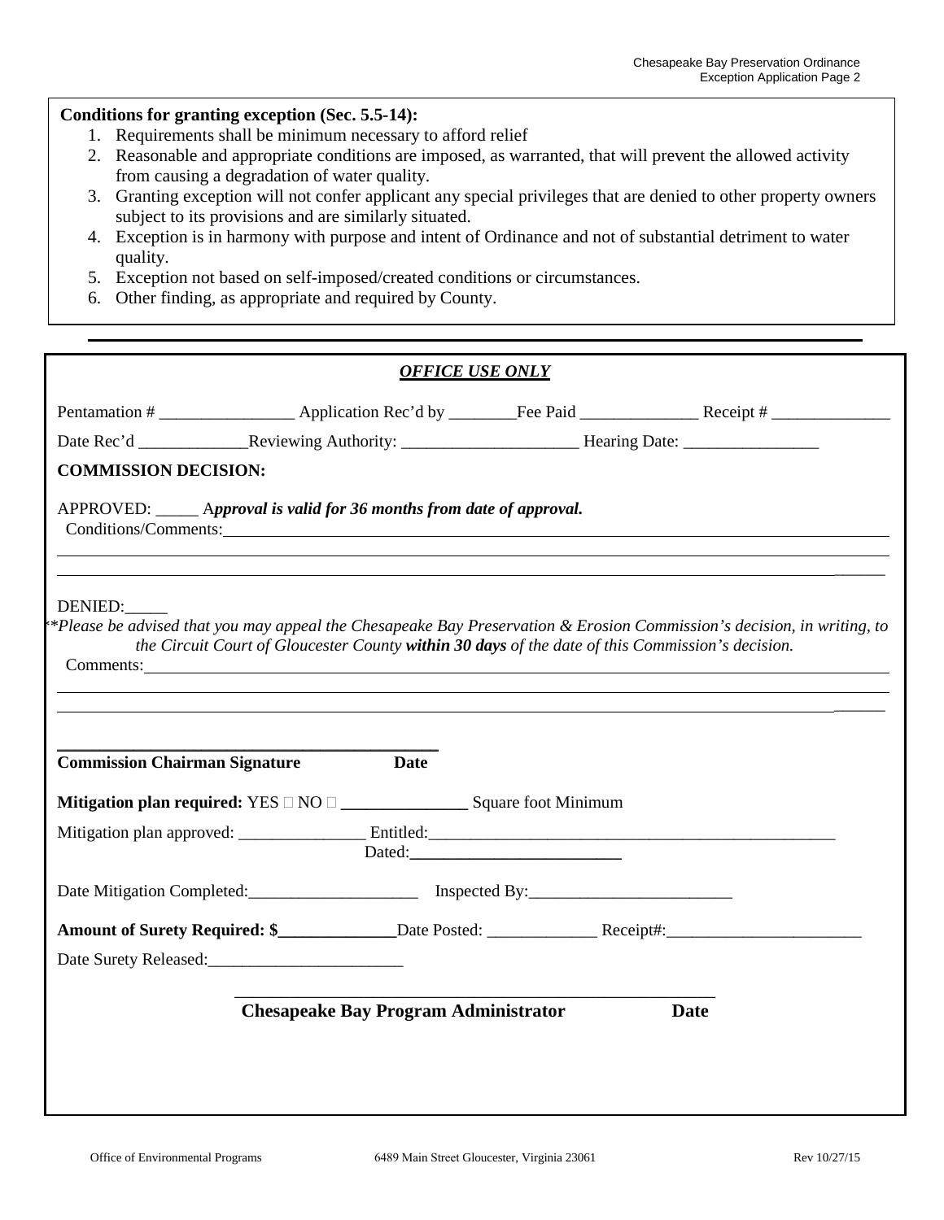**Conditions for granting exception (Sec. 5.5-14):**

1. Requirements shall be minimum necessary to afford relief
2. Reasonable and appropriate conditions are imposed, as warranted, that will prevent the allowed activity from causing a degradation of water quality.
3. Granting exception will not confer applicant any special privileges that are denied to other property owners subject to its provisions and are similarly situated.
4. Exception is in harmony with purpose and intent of Ordinance and not of substantial detriment to water quality.
5. Exception not based on self-imposed/created conditions or circumstances.
6. Other finding, as appropriate and required by County.

---

***OFFICE USE ONLY***

Pentamation # ________________ Application Rec'd by ________Fee Paid ______________ Receipt # ______________

Date Rec'd _____________Reviewing Authority: _____________________ Hearing Date: ________________

**COMMISSION DECISION:**

APPROVED: _____ A***pproval is valid for 36 months from date of approval.***

Conditions/Comments:______________________________________________________________________

________________________________________________________________________________________

________________________________________________________________________________________

DENIED:_____

*\*Please be advised that you may appeal the Chesapeake Bay Preservation & Erosion Commission's decision, in writing, to the Circuit Court of Gloucester County* ***within 30 days*** *of the date of this Commission's decision.*

Comments:__________________________________________________________________________________

________________________________________________________________________________________

________________________________________________________________________________________

_____________________________________________

**Commission Chairman Signature** **Date**

**Mitigation plan required:** YES □ NO □ **_______________** Square foot Minimum

Mitigation plan approved: _______________ Entitled:_________________________________________________

Dated:**_________________________**

Date Mitigation Completed:____________________ Inspected By:________________________

**Amount of Surety Required: $______________**Date Posted: _____________ Receipt#:_______________________

Date Surety Released:_______________________

_______________________________________________________

**Chesapeake Bay Program Administrator** **Date**

Office of Environmental Programs 6489 Main Street Gloucester, Virginia 23061 Rev 10/27/15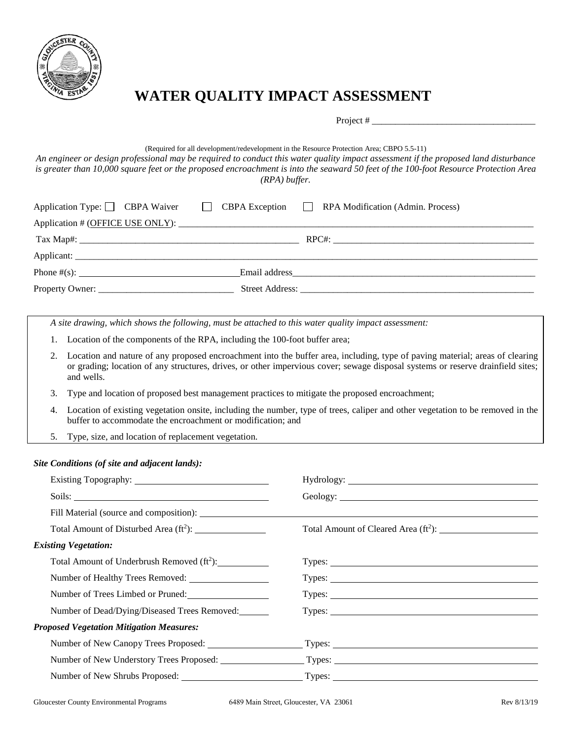# WATER QUALITY IMPACT ASSESSMENT

Project # ___________________________________

(Required for all development/redevelopment in the Resource Protection Area; CBPO 5.5-11)

*An engineer or design professional may be required to conduct this water quality impact assessment if the proposed land disturbance is greater than 10,000 square feet or the proposed encroachment is into the seaward 50 feet of the 100-foot Resource Protection Area (RPA) buffer.*

Application Type: ☐ CBPA Waiver ☐ CBPA Exception ☐ RPA Modification (Admin. Process)

Application # (OFFICE USE ONLY): ___________________________________

Tax Map#: ___________________________________ RPC#: ___________________________________

Applicant: ___________________________________

Phone #(s): ___________________________________ Email address ___________________________________

Property Owner: ___________________________________ Street Address: ___________________________________

*A site drawing, which shows the following, must be attached to this water quality impact assessment:*

1. Location of the components of the RPA, including the 100-foot buffer area;
2. Location and nature of any proposed encroachment into the buffer area, including, type of paving material; areas of clearing or grading; location of any structures, drives, or other impervious cover; sewage disposal systems or reserve drainfield sites; and wells.
3. Type and location of proposed best management practices to mitigate the proposed encroachment;
4. Location of existing vegetation onsite, including the number, type of trees, caliper and other vegetation to be removed in the buffer to accommodate the encroachment or modification; and
5. Type, size, and location of replacement vegetation.

***Site Conditions (of site and adjacent lands):***

Existing Topography: ___________________ Hydrology: ___________________

Soils: ___________________ Geology: ___________________

Fill Material (source and composition): ___________________

Total Amount of Disturbed Area ($ft^2$): ___________________ Total Amount of Cleared Area ($ft^2$): ___________________

***Existing Vegetation:***

Total Amount of Underbrush Removed ($ft^2$): ___________________ Types: ___________________

Number of Healthy Trees Removed: ___________________ Types: ___________________

Number of Trees Limbed or Pruned: ___________________ Types: ___________________

Number of Dead/Dying/Diseased Trees Removed: ___________________ Types: ___________________

***Proposed Vegetation Mitigation Measures:***

Number of New Canopy Trees Proposed: ___________________ Types: ___________________

Number of New Understory Trees Proposed: ___________________ Types: ___________________

Number of New Shrubs Proposed: ___________________ Types: ___________________

Gloucester County Environmental Programs 6489 Main Street, Gloucester, VA 23061 Rev 8/13/19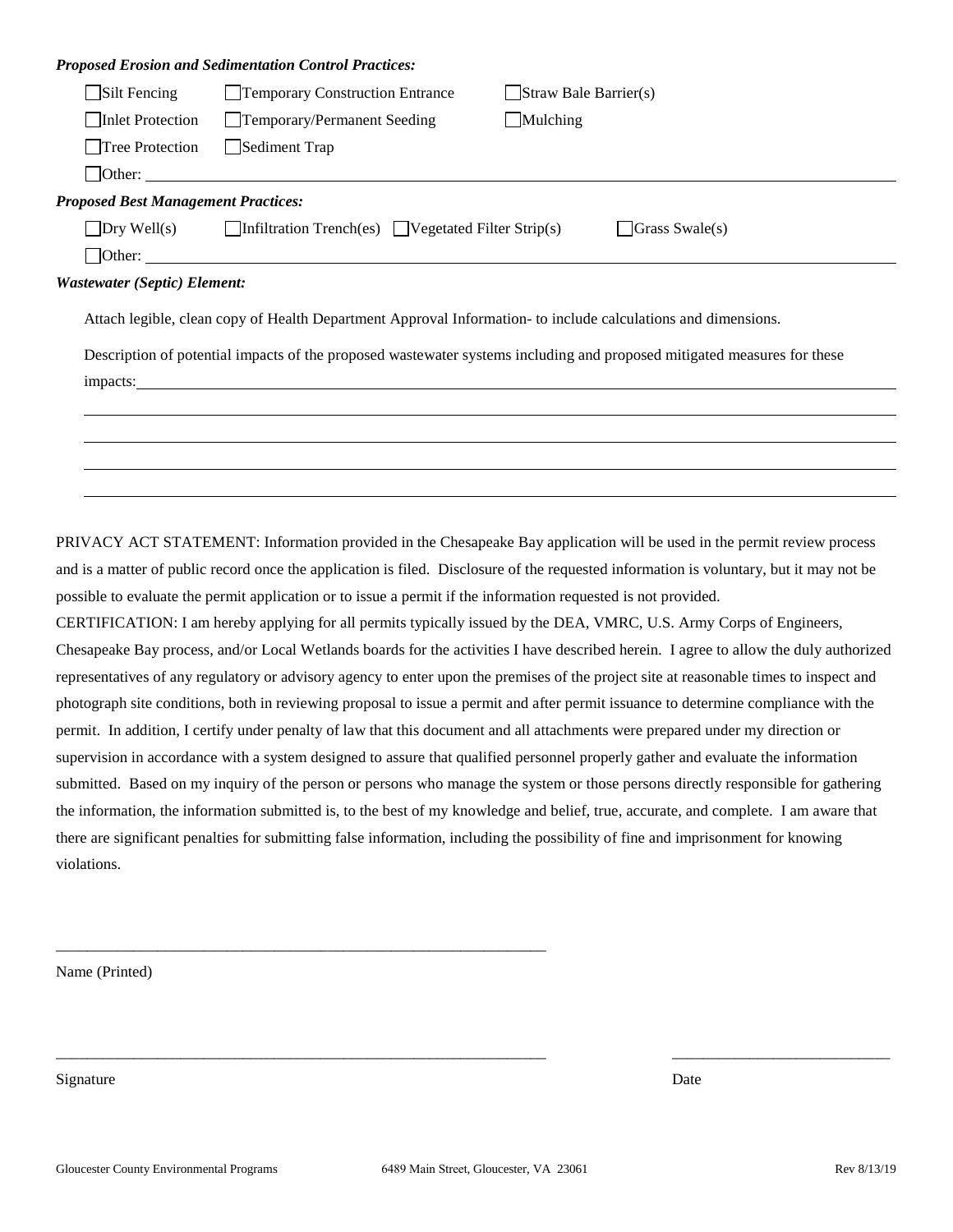***Proposed Erosion and Sedimentation Control Practices:***

- ☐ Silt Fencing
- ☐ Temporary Construction Entrance
- ☐ Straw Bale Barrier(s)
- ☐ Inlet Protection
- ☐ Temporary/Permanent Seeding
- ☐ Mulching
- ☐ Tree Protection
- ☐ Sediment Trap
- ☐ Other: \_\_\_\_\_\_\_\_\_\_\_\_\_\_\_\_\_\_\_\_\_\_\_\_\_\_\_\_\_\_\_\_\_\_\_\_\_\_\_\_

***Proposed Best Management Practices:***

- ☐ Dry Well(s)
- ☐ Infiltration Trench(es)
- ☐ Vegetated Filter Strip(s)
- ☐ Grass Swale(s)
- ☐ Other: \_\_\_\_\_\_\_\_\_\_\_\_\_\_\_\_\_\_\_\_\_\_\_\_\_\_\_\_\_\_\_\_\_\_\_\_\_\_\_\_

***Wastewater (Septic) Element:***

Attach legible, clean copy of Health Department Approval Information- to include calculations and dimensions.

Description of potential impacts of the proposed wastewater systems including and proposed mitigated measures for these impacts: \_\_\_\_\_\_\_\_\_\_\_\_\_\_\_\_\_\_\_\_\_\_\_\_\_\_\_\_\_\_\_\_\_\_\_\_\_\_\_\_

\_\_\_\_\_\_\_\_\_\_\_\_\_\_\_\_\_\_\_\_\_\_\_\_\_\_\_\_\_\_\_\_\_\_\_\_\_\_\_\_

\_\_\_\_\_\_\_\_\_\_\_\_\_\_\_\_\_\_\_\_\_\_\_\_\_\_\_\_\_\_\_\_\_\_\_\_\_\_\_\_

\_\_\_\_\_\_\_\_\_\_\_\_\_\_\_\_\_\_\_\_\_\_\_\_\_\_\_\_\_\_\_\_\_\_\_\_\_\_\_\_

\_\_\_\_\_\_\_\_\_\_\_\_\_\_\_\_\_\_\_\_\_\_\_\_\_\_\_\_\_\_\_\_\_\_\_\_\_\_\_\_

PRIVACY ACT STATEMENT: Information provided in the Chesapeake Bay application will be used in the permit review process and is a matter of public record once the application is filed. Disclosure of the requested information is voluntary, but it may not be possible to evaluate the permit application or to issue a permit if the information requested is not provided.

CERTIFICATION: I am hereby applying for all permits typically issued by the DEA, VMRC, U.S. Army Corps of Engineers, Chesapeake Bay process, and/or Local Wetlands boards for the activities I have described herein. I agree to allow the duly authorized representatives of any regulatory or advisory agency to enter upon the premises of the project site at reasonable times to inspect and photograph site conditions, both in reviewing proposal to issue a permit and after permit issuance to determine compliance with the permit. In addition, I certify under penalty of law that this document and all attachments were prepared under my direction or supervision in accordance with a system designed to assure that qualified personnel properly gather and evaluate the information submitted. Based on my inquiry of the person or persons who manage the system or those persons directly responsible for gathering the information, the information submitted is, to the best of my knowledge and belief, true, accurate, and complete. I am aware that there are significant penalties for submitting false information, including the possibility of fine and imprisonment for knowing violations.

\_\_\_\_\_\_\_\_\_\_\_\_\_\_\_\_\_\_\_\_\_\_\_\_\_\_\_\_\_\_\_\_\_\_\_\_\_\_\_\_

Name (Printed)

\_\_\_\_\_\_\_\_\_\_\_\_\_\_\_\_\_\_\_\_\_\_\_\_\_\_\_\_\_\_\_\_\_\_\_\_\_\_\_\_ \_\_\_\_\_\_\_\_\_\_\_\_\_\_\_\_\_\_\_\_

Signature Date

Gloucester County Environmental Programs 6489 Main Street, Gloucester, VA 23061 Rev 8/13/19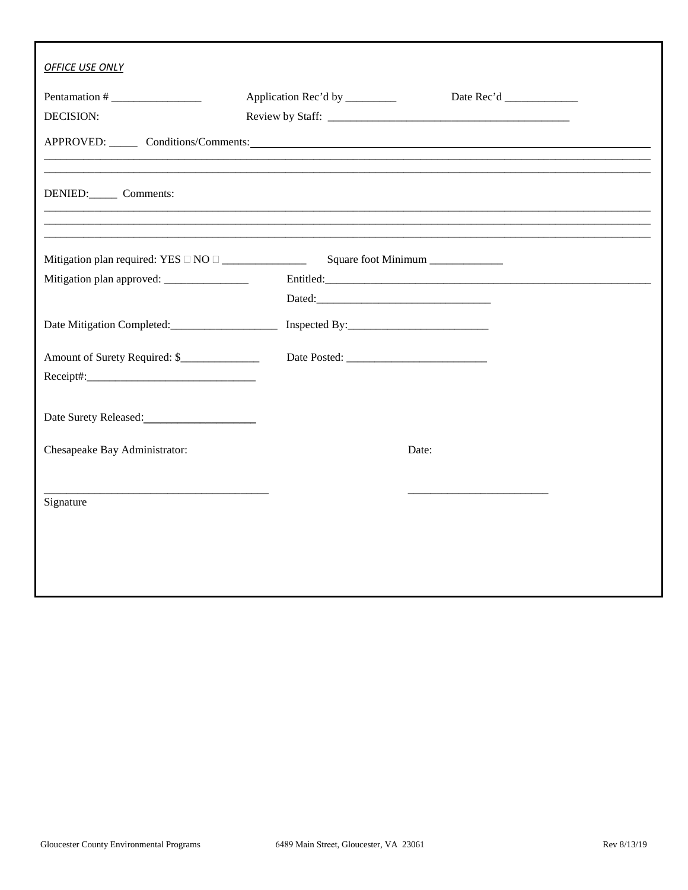*OFFICE USE ONLY*

Pentamation # ________________ Application Rec'd by _________ Date Rec'd _____________

DECISION: Review by Staff: ________________________________________

APPROVED: _____ Conditions/Comments: ______________________________________________

______________________________________________________________________________

______________________________________________________________________________

DENIED: _____ Comments:

______________________________________________________________________________

______________________________________________________________________________

______________________________________________________________________________

Mitigation plan required: YES ☐ NO ☐ _______________ Square foot Minimum _____________

Mitigation plan approved: _______________ Entitled: ______________________________________________

Dated: _______________________________

Date Mitigation Completed: ___________________ Inspected By: ________________________

Amount of Surety Required: $______________ Date Posted: ________________________

Receipt#: ______________________________

Date Surety Released: ____________________

Chesapeake Bay Administrator: Date:

_______________________________________ ________________________

Signature

Gloucester County Environmental Programs 6489 Main Street, Gloucester, VA 23061 Rev 8/13/19